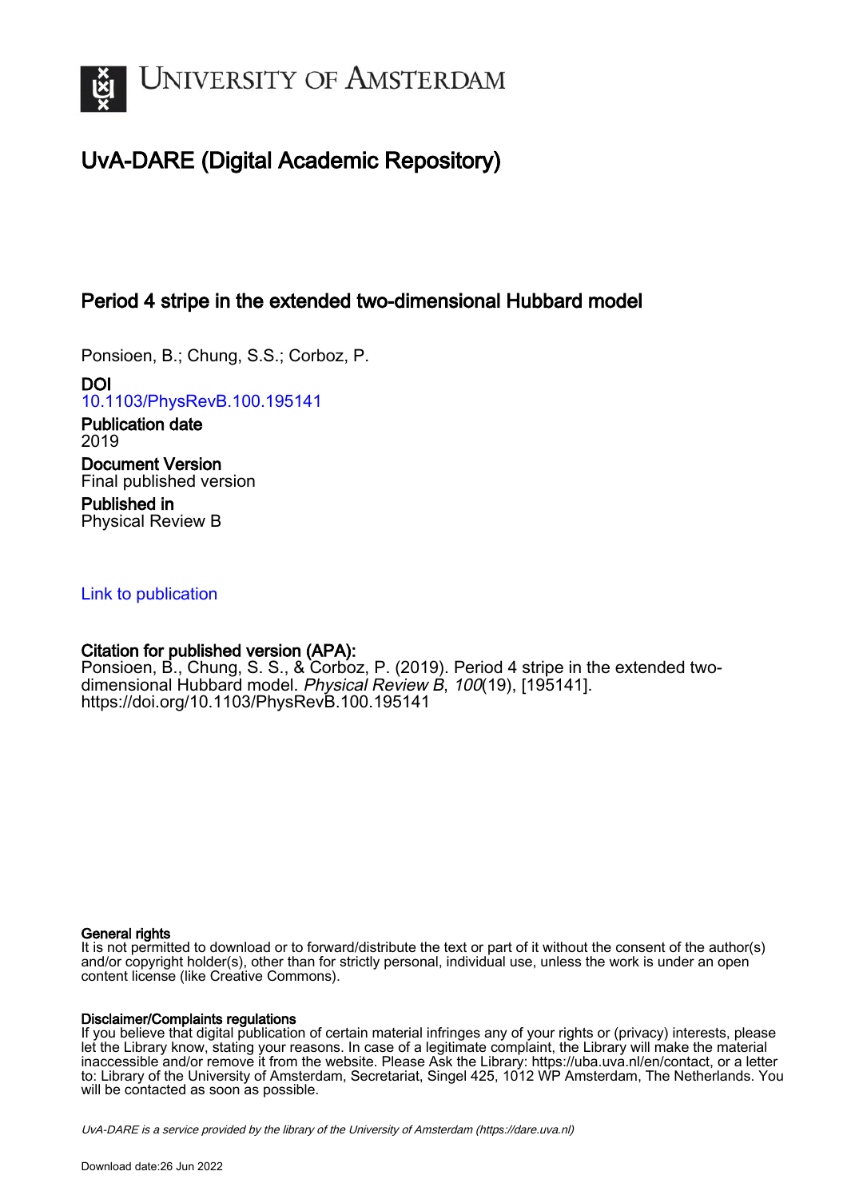# UvA-DARE (Digital Academic Repository)

## Period 4 stripe in the extended two-dimensional Hubbard model

Ponsioen, B.; Chung, S.S.; Corboz, P.

**DOI**
10.1103/PhysRevB.100.195141

**Publication date**
2019

**Document Version**
Final published version

**Published in**
Physical Review B

Link to publication

**Citation for published version (APA):**
Ponsioen, B., Chung, S. S., & Corboz, P. (2019). Period 4 stripe in the extended two-dimensional Hubbard model. *Physical Review B*, *100*(19), [195141]. https://doi.org/10.1103/PhysRevB.100.195141

**General rights**
It is not permitted to download or to forward/distribute the text or part of it without the consent of the author(s) and/or copyright holder(s), other than for strictly personal, individual use, unless the work is under an open content license (like Creative Commons).

**Disclaimer/Complaints regulations**
If you believe that digital publication of certain material infringes any of your rights or (privacy) interests, please let the Library know, stating your reasons. In case of a legitimate complaint, the Library will make the material inaccessible and/or remove it from the website. Please Ask the Library: https://uba.uva.nl/en/contact, or a letter to: Library of the University of Amsterdam, Secretariat, Singel 425, 1012 WP Amsterdam, The Netherlands. You will be contacted as soon as possible.

UvA-DARE is a service provided by the library of the University of Amsterdam (https://dare.uva.nl)

Download date:26 Jun 2022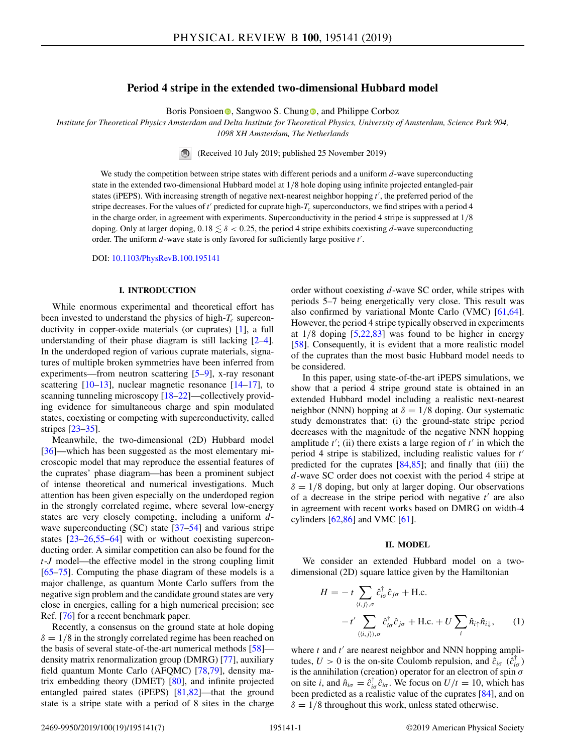# Period 4 stripe in the extended two-dimensional Hubbard model

Boris Ponsioen, Sangwoo S. Chung, and Philippe Corboz

*Institute for Theoretical Physics Amsterdam and Delta Institute for Theoretical Physics, University of Amsterdam, Science Park 904, 1098 XH Amsterdam, The Netherlands*

(Received 10 July 2019; published 25 November 2019)

We study the competition between stripe states with different periods and a uniform $d$-wave superconducting state in the extended two-dimensional Hubbard model at $1/8$ hole doping using infinite projected entangled-pair states (iPEPS). With increasing strength of negative next-nearest neighbor hopping $t'$, the preferred period of the stripe decreases. For the values of $t'$ predicted for cuprate high-$T_c$ superconductors, we find stripes with a period 4 in the charge order, in agreement with experiments. Superconductivity in the period 4 stripe is suppressed at $1/8$ doping. Only at larger doping, $0.18 \lesssim \delta < 0.25$, the period 4 stripe exhibits coexisting $d$-wave superconducting order. The uniform $d$-wave state is only favored for sufficiently large positive $t'$.

DOI: 10.1103/PhysRevB.100.195141

## I. INTRODUCTION

While enormous experimental and theoretical effort has been invested to understand the physics of high-$T_c$ superconductivity in copper-oxide materials (or cuprates) [1], a full understanding of their phase diagram is still lacking [2–4]. In the underdoped region of various cuprate materials, signatures of multiple broken symmetries have been inferred from experiments—from neutron scattering [5–9], x-ray resonant scattering [10–13], nuclear magnetic resonance [14–17], to scanning tunneling microscopy [18–22]—collectively providing evidence for simultaneous charge and spin modulated states, coexisting or competing with superconductivity, called stripes [23–35].

Meanwhile, the two-dimensional (2D) Hubbard model [36]—which has been suggested as the most elementary microscopic model that may reproduce the essential features of the cuprates' phase diagram—has been a prominent subject of intense theoretical and numerical investigations. Much attention has been given especially on the underdoped region in the strongly correlated regime, where several low-energy states are very closely competing, including a uniform $d$-wave superconducting (SC) state [37–54] and various stripe states [23–26,55–64] with or without coexisting superconducting order. A similar competition can also be found for the $t$-$J$ model—the effective model in the strong coupling limit [65–75]. Computing the phase diagram of these models is a major challenge, as quantum Monte Carlo suffers from the negative sign problem and the candidate ground states are very close in energies, calling for a high numerical precision; see Ref. [76] for a recent benchmark paper.

Recently, a consensus on the ground state at hole doping $\delta = 1/8$ in the strongly correlated regime has been reached on the basis of several state-of-the-art numerical methods [58]—density matrix renormalization group (DMRG) [77], auxiliary field quantum Monte Carlo (AFQMC) [78,79], density matrix embedding theory (DMET) [80], and infinite projected entangled paired states (iPEPS) [81,82]—that the ground state is a stripe state with a period of 8 sites in the charge order without coexisting $d$-wave SC order, while stripes with periods 5–7 being energetically very close. This result was also confirmed by variational Monte Carlo (VMC) [61,64]. However, the period 4 stripe typically observed in experiments at $1/8$ doping [5,22,83] was found to be higher in energy [58]. Consequently, it is evident that a more realistic model of the cuprates than the most basic Hubbard model needs to be considered.

In this paper, using state-of-the-art iPEPS simulations, we show that a period 4 stripe ground state is obtained in an extended Hubbard model including a realistic next-nearest neighbor (NNN) hopping at $\delta = 1/8$ doping. Our systematic study demonstrates that: (i) the ground-state stripe period decreases with the magnitude of the negative NNN hopping amplitude $t'$; (ii) there exists a large region of $t'$ in which the period 4 stripe is stabilized, including realistic values for $t'$ predicted for the cuprates [84,85]; and finally that (iii) the $d$-wave SC order does not coexist with the period 4 stripe at $\delta = 1/8$ doping, but only at larger doping. Our observations of a decrease in the stripe period with negative $t'$ are also in agreement with recent works based on DMRG on width-4 cylinders [62,86] and VMC [61].

## II. MODEL

We consider an extended Hubbard model on a two-dimensional (2D) square lattice given by the Hamiltonian

$$H = -t \sum_{\langle i,j\rangle,\sigma} \hat{c}^{\dagger}_{i\sigma}\hat{c}_{j\sigma} + \text{H.c.} - t' \sum_{\langle\langle i,j\rangle\rangle,\sigma} \hat{c}^{\dagger}_{i\sigma}\hat{c}_{j\sigma} + \text{H.c.} + U\sum_{i}\hat{n}_{i\uparrow}\hat{n}_{i\downarrow}, \quad (1)$$

where $t$ and $t'$ are nearest neighbor and NNN hopping amplitudes, $U > 0$ is the on-site Coulomb repulsion, and $\hat{c}_{i\sigma}$ ($\hat{c}^{\dagger}_{i\sigma}$) is the annihilation (creation) operator for an electron of spin $\sigma$ on site $i$, and $\hat{n}_{i\sigma} = \hat{c}^{\dagger}_{i\sigma}\hat{c}_{i\sigma}$. We focus on $U/t = 10$, which has been predicted as a realistic value of the cuprates [84], and on $\delta = 1/8$ throughout this work, unless stated otherwise.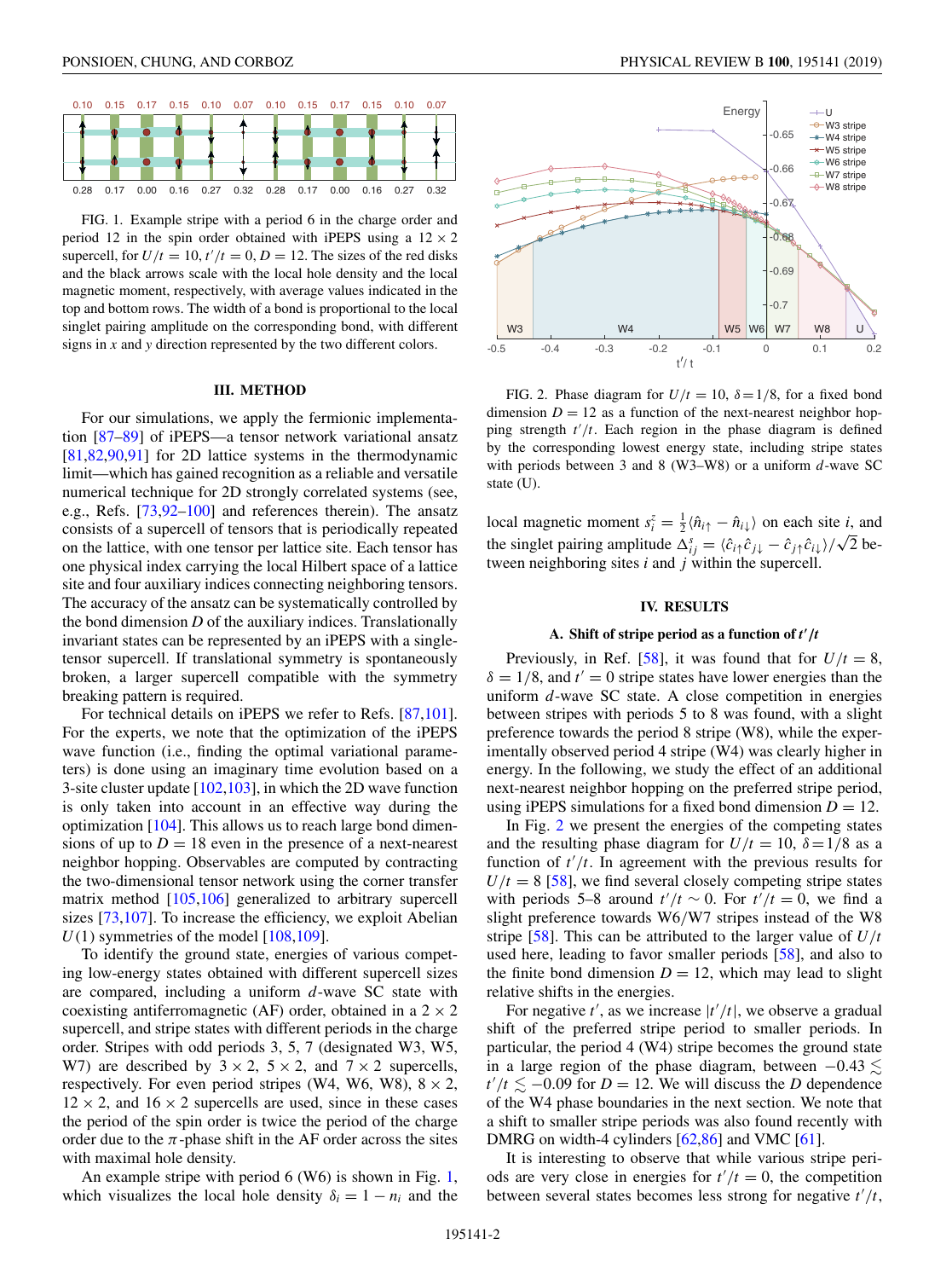FIG. 1. Example stripe with a period 6 in the charge order and period 12 in the spin order obtained with iPEPS using a $12 \times 2$ supercell, for $U/t = 10, t'/t = 0, D = 12$. The sizes of the red disks and the black arrows scale with the local hole density and the local magnetic moment, respectively, with average values indicated in the top and bottom rows. The width of a bond is proportional to the local singlet pairing amplitude on the corresponding bond, with different signs in $x$ and $y$ direction represented by the two different colors.

## III. METHOD

For our simulations, we apply the fermionic implementation [87–89] of iPEPS—a tensor network variational ansatz [81,82,90,91] for 2D lattice systems in the thermodynamic limit—which has gained recognition as a reliable and versatile numerical technique for 2D strongly correlated systems (see, e.g., Refs. [73,92–100] and references therein). The ansatz consists of a supercell of tensors that is periodically repeated on the lattice, with one tensor per lattice site. Each tensor has one physical index carrying the local Hilbert space of a lattice site and four auxiliary indices connecting neighboring tensors. The accuracy of the ansatz can be systematically controlled by the bond dimension $D$ of the auxiliary indices. Translationally invariant states can be represented by an iPEPS with a single-tensor supercell. If translational symmetry is spontaneously broken, a larger supercell compatible with the symmetry breaking pattern is required.

For technical details on iPEPS we refer to Refs. [87,101]. For the experts, we note that the optimization of the iPEPS wave function (i.e., finding the optimal variational parameters) is done using an imaginary time evolution based on a 3-site cluster update [102,103], in which the 2D wave function is only taken into account in an effective way during the optimization [104]. This allows us to reach large bond dimensions of up to $D = 18$ even in the presence of a next-nearest neighbor hopping. Observables are computed by contracting the two-dimensional tensor network using the corner transfer matrix method [105,106] generalized to arbitrary supercell sizes [73,107]. To increase the efficiency, we exploit Abelian $U(1)$ symmetries of the model [108,109].

To identify the ground state, energies of various competing low-energy states obtained with different supercell sizes are compared, including a uniform $d$-wave SC state with coexisting antiferromagnetic (AF) order, obtained in a $2 \times 2$ supercell, and stripe states with different periods in the charge order. Stripes with odd periods 3, 5, 7 (designated W3, W5, W7) are described by $3 \times 2$, $5 \times 2$, and $7 \times 2$ supercells, respectively. For even period stripes (W4, W6, W8), $8 \times 2$, $12 \times 2$, and $16 \times 2$ supercells are used, since in these cases the period of the spin order is twice the period of the charge order due to the $\pi$-phase shift in the AF order across the sites with maximal hole density.

An example stripe with period 6 (W6) is shown in Fig. 1, which visualizes the local hole density $\delta_i = 1 - n_i$ and the local magnetic moment $s_i^z = \frac{1}{2}\langle \hat{n}_{i\uparrow} - \hat{n}_{i\downarrow}\rangle$ on each site $i$, and the singlet pairing amplitude $\Delta_{ij}^s = \langle \hat{c}_{i\uparrow}\hat{c}_{j\downarrow} - \hat{c}_{j\uparrow}\hat{c}_{i\downarrow}\rangle/\sqrt{2}$ between neighboring sites $i$ and $j$ within the supercell.

FIG. 2. Phase diagram for $U/t = 10$, $\delta = 1/8$, for a fixed bond dimension $D = 12$ as a function of the next-nearest neighbor hopping strength $t'/t$. Each region in the phase diagram is defined by the corresponding lowest energy state, including stripe states with periods between 3 and 8 (W3–W8) or a uniform $d$-wave SC state (U).

## IV. RESULTS

### A. Shift of stripe period as a function of $t'/t$

Previously, in Ref. [58], it was found that for $U/t = 8$, $\delta = 1/8$, and $t' = 0$ stripe states have lower energies than the uniform $d$-wave SC state. A close competition in energies between stripes with periods 5 to 8 was found, with a slight preference towards the period 8 stripe (W8), while the experimentally observed period 4 stripe (W4) was clearly higher in energy. In the following, we study the effect of an additional next-nearest neighbor hopping on the preferred stripe period, using iPEPS simulations for a fixed bond dimension $D = 12$.

In Fig. 2 we present the energies of the competing states and the resulting phase diagram for $U/t = 10$, $\delta = 1/8$ as a function of $t'/t$. In agreement with the previous results for $U/t = 8$ [58], we find several closely competing stripe states with periods 5–8 around $t'/t \sim 0$. For $t'/t = 0$, we find a slight preference towards W6/W7 stripes instead of the W8 stripe [58]. This can be attributed to the larger value of $U/t$ used here, leading to favor smaller periods [58], and also to the finite bond dimension $D = 12$, which may lead to slight relative shifts in the energies.

For negative $t'$, as we increase $|t'/t|$, we observe a gradual shift of the preferred stripe period to smaller periods. In particular, the period 4 (W4) stripe becomes the ground state in a large region of the phase diagram, between $-0.43 \lesssim t'/t \lesssim -0.09$ for $D = 12$. We will discuss the $D$ dependence of the W4 phase boundaries in the next section. We note that a shift to smaller stripe periods was also found recently with DMRG on width-4 cylinders [62,86] and VMC [61].

It is interesting to observe that while various stripe periods are very close in energies for $t'/t = 0$, the competition between several states becomes less strong for negative $t'/t$,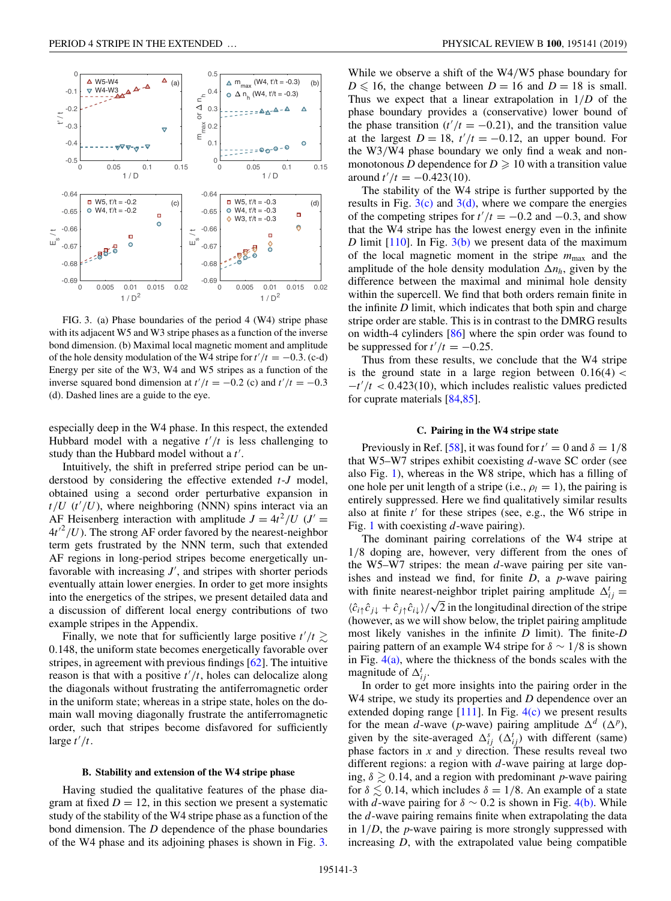FIG. 3. (a) Phase boundaries of the period 4 (W4) stripe phase with its adjacent W5 and W3 stripe phases as a function of the inverse bond dimension. (b) Maximal local magnetic moment and amplitude of the hole density modulation of the W4 stripe for $t'/t = -0.3$. (c-d) Energy per site of the W3, W4 and W5 stripes as a function of the inverse squared bond dimension at $t'/t = -0.2$ (c) and $t'/t = -0.3$ (d). Dashed lines are a guide to the eye.

especially deep in the W4 phase. In this respect, the extended Hubbard model with a negative $t'/t$ is less challenging to study than the Hubbard model without a $t'$.

Intuitively, the shift in preferred stripe period can be understood by considering the effective extended $t$-$J$ model, obtained using a second order perturbative expansion in $t/U$ ($t'/U$), where neighboring (NNN) spins interact via an AF Heisenberg interaction with amplitude $J = 4t^2/U$ ($J' = 4t'^2/U$). The strong AF order favored by the nearest-neighbor term gets frustrated by the NNN term, such that extended AF regions in long-period stripes become energetically unfavorable with increasing $J'$, and stripes with shorter periods eventually attain lower energies. In order to get more insights into the energetics of the stripes, we present detailed data and a discussion of different local energy contributions of two example stripes in the Appendix.

Finally, we note that for sufficiently large positive $t'/t \gtrsim 0.148$, the uniform state becomes energetically favorable over stripes, in agreement with previous findings [62]. The intuitive reason is that with a positive $t'/t$, holes can delocalize along the diagonals without frustrating the antiferromagnetic order in the uniform state; whereas in a stripe state, holes on the domain wall moving diagonally frustrate the antiferromagnetic order, such that stripes become disfavored for sufficiently large $t'/t$.

### B. Stability and extension of the W4 stripe phase

Having studied the qualitative features of the phase diagram at fixed $D = 12$, in this section we present a systematic study of the stability of the W4 stripe phase as a function of the bond dimension. The $D$ dependence of the phase boundaries of the W4 phase and its adjoining phases is shown in Fig. 3.

While we observe a shift of the W4/W5 phase boundary for $D \leqslant 16$, the change between $D = 16$ and $D = 18$ is small. Thus we expect that a linear extrapolation in $1/D$ of the phase boundary provides a (conservative) lower bound of the phase transition ($t'/t = -0.21$), and the transition value at the largest $D = 18$, $t'/t = -0.12$, an upper bound. For the W3/W4 phase boundary we only find a weak and non-monotonous $D$ dependence for $D \geqslant 10$ with a transition value around $t'/t = -0.423(10)$.

The stability of the W4 stripe is further supported by the results in Fig. 3(c) and 3(d), where we compare the energies of the competing stripes for $t'/t = -0.2$ and $-0.3$, and show that the W4 stripe has the lowest energy even in the infinite $D$ limit [110]. In Fig. 3(b) we present data of the maximum of the local magnetic moment in the stripe $m_{\max}$ and the amplitude of the hole density modulation $\Delta n_h$, given by the difference between the maximal and minimal hole density within the supercell. We find that both orders remain finite in the infinite $D$ limit, which indicates that both spin and charge stripe order are stable. This is in contrast to the DMRG results on width-4 cylinders [86] where the spin order was found to be suppressed for $t'/t = -0.25$.

Thus from these results, we conclude that the W4 stripe is the ground state in a large region between $0.16(4) < -t'/t < 0.423(10)$, which includes realistic values predicted for cuprate materials [84,85].

### C. Pairing in the W4 stripe state

Previously in Ref. [58], it was found for $t' = 0$ and $\delta = 1/8$ that W5–W7 stripes exhibit coexisting $d$-wave SC order (see also Fig. 1), whereas in the W8 stripe, which has a filling of one hole per unit length of a stripe (i.e., $\rho_l = 1$), the pairing is entirely suppressed. Here we find qualitatively similar results also at finite $t'$ for these stripes (see, e.g., the W6 stripe in Fig. 1 with coexisting $d$-wave pairing).

The dominant pairing correlations of the W4 stripe at $1/8$ doping are, however, very different from the ones of the W5–W7 stripes: the mean $d$-wave pairing per site vanishes and instead we find, for finite $D$, a $p$-wave pairing with finite nearest-neighbor triplet pairing amplitude $\Delta^t_{ij} = \langle \hat{c}_{i\uparrow}\hat{c}_{j\downarrow} + \hat{c}_{j\uparrow}\hat{c}_{i\downarrow}\rangle/\sqrt{2}$ in the longitudinal direction of the stripe (however, as we will show below, the triplet pairing amplitude most likely vanishes in the infinite $D$ limit). The finite-$D$ pairing pattern of an example W4 stripe for $\delta \sim 1/8$ is shown in Fig. 4(a), where the thickness of the bonds scales with the magnitude of $\Delta^t_{ij}$.

In order to get more insights into the pairing order in the W4 stripe, we study its properties and $D$ dependence over an extended doping range [111]. In Fig. 4(c) we present results for the mean $d$-wave ($p$-wave) pairing amplitude $\Delta^d$ ($\Delta^p$), given by the site-averaged $\Delta^s_{ij}$ ($\Delta^t_{ij}$) with different (same) phase factors in $x$ and $y$ direction. These results reveal two different regions: a region with $d$-wave pairing at large doping, $\delta \gtrsim 0.14$, and a region with predominant $p$-wave pairing for $\delta \lesssim 0.14$, which includes $\delta = 1/8$. An example of a state with $d$-wave pairing for $\delta \sim 0.2$ is shown in Fig. 4(b). While the $d$-wave pairing remains finite when extrapolating the data in $1/D$, the $p$-wave pairing is more strongly suppressed with increasing $D$, with the extrapolated value being compatible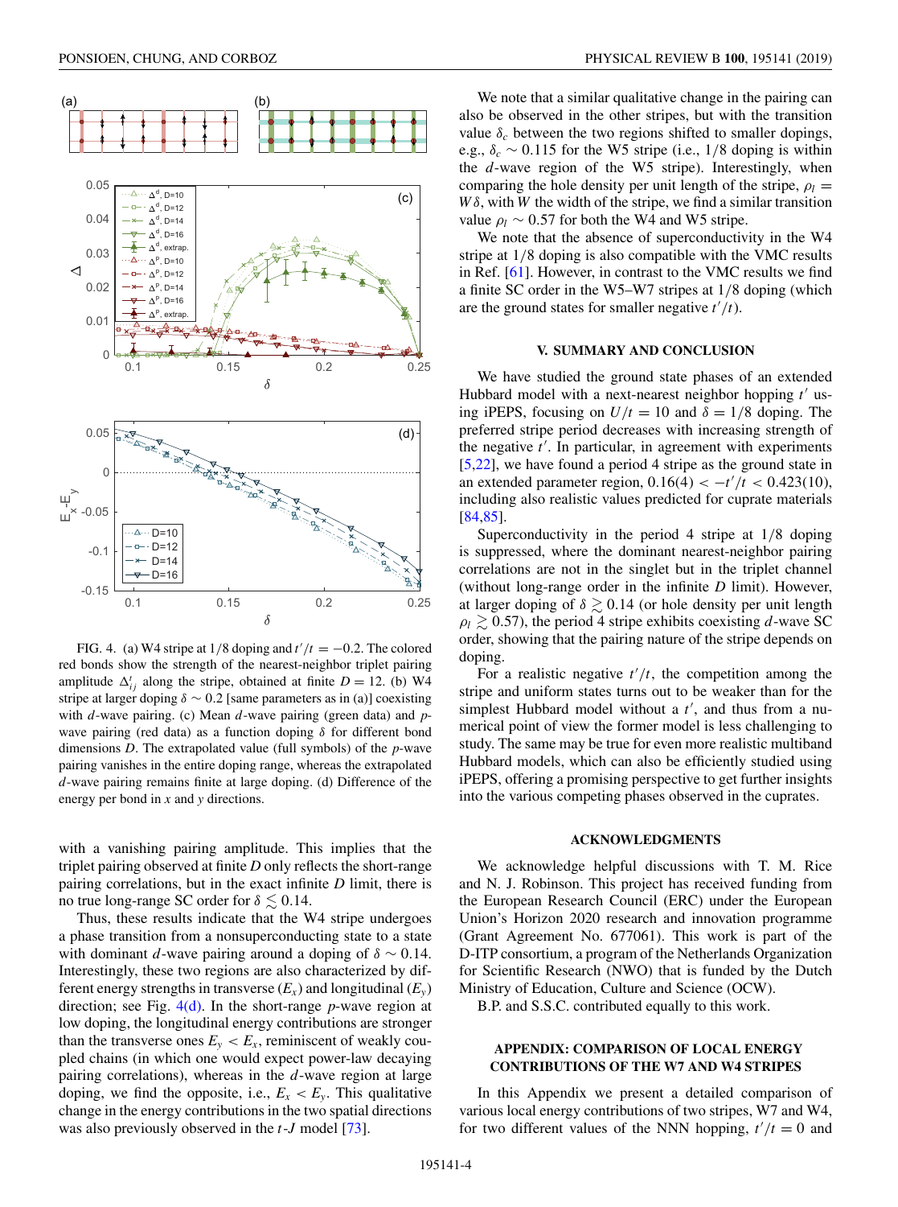FIG. 4. (a) W4 stripe at $1/8$ doping and $t'/t = -0.2$. The colored red bonds show the strength of the nearest-neighbor triplet pairing amplitude $\Delta^t_{ij}$ along the stripe, obtained at finite $D = 12$. (b) W4 stripe at larger doping $\delta \sim 0.2$ [same parameters as in (a)] coexisting with $d$-wave pairing. (c) Mean $d$-wave pairing (green data) and $p$-wave pairing (red data) as a function doping $\delta$ for different bond dimensions $D$. The extrapolated value (full symbols) of the $p$-wave pairing vanishes in the entire doping range, whereas the extrapolated $d$-wave pairing remains finite at large doping. (d) Difference of the energy per bond in $x$ and $y$ directions.

with a vanishing pairing amplitude. This implies that the triplet pairing observed at finite $D$ only reflects the short-range pairing correlations, but in the exact infinite $D$ limit, there is no true long-range SC order for $\delta \lesssim 0.14$.

Thus, these results indicate that the W4 stripe undergoes a phase transition from a nonsuperconducting state to a state with dominant $d$-wave pairing around a doping of $\delta \sim 0.14$. Interestingly, these two regions are also characterized by different energy strengths in transverse ($E_x$) and longitudinal ($E_y$) direction; see Fig. 4(d). In the short-range $p$-wave region at low doping, the longitudinal energy contributions are stronger than the transverse ones $E_y < E_x$, reminiscent of weakly coupled chains (in which one would expect power-law decaying pairing correlations), whereas in the $d$-wave region at large doping, we find the opposite, i.e., $E_x < E_y$. This qualitative change in the energy contributions in the two spatial directions was also previously observed in the $t$-$J$ model [73].

We note that a similar qualitative change in the pairing can also be observed in the other stripes, but with the transition value $\delta_c$ between the two regions shifted to smaller dopings, e.g., $\delta_c \sim 0.115$ for the W5 stripe (i.e., $1/8$ doping is within the $d$-wave region of the W5 stripe). Interestingly, when comparing the hole density per unit length of the stripe, $\rho_l = W\delta$, with $W$ the width of the stripe, we find a similar transition value $\rho_l \sim 0.57$ for both the W4 and W5 stripe.

We note that the absence of superconductivity in the W4 stripe at $1/8$ doping is also compatible with the VMC results in Ref. [61]. However, in contrast to the VMC results we find a finite SC order in the W5–W7 stripes at $1/8$ doping (which are the ground states for smaller negative $t'/t$).

## V. SUMMARY AND CONCLUSION

We have studied the ground state phases of an extended Hubbard model with a next-nearest neighbor hopping $t'$ using iPEPS, focusing on $U/t = 10$ and $\delta = 1/8$ doping. The preferred stripe period decreases with increasing strength of the negative $t'$. In particular, in agreement with experiments [5,22], we have found a period 4 stripe as the ground state in an extended parameter region, $0.16(4) < -t'/t < 0.423(10)$, including also realistic values predicted for cuprate materials [84,85].

Superconductivity in the period 4 stripe at $1/8$ doping is suppressed, where the dominant nearest-neighbor pairing correlations are not in the singlet but in the triplet channel (without long-range order in the infinite $D$ limit). However, at larger doping of $\delta \gtrsim 0.14$ (or hole density per unit length $\rho_l \gtrsim 0.57$), the period 4 stripe exhibits coexisting $d$-wave SC order, showing that the pairing nature of the stripe depends on doping.

For a realistic negative $t'/t$, the competition among the stripe and uniform states turns out to be weaker than for the simplest Hubbard model without a $t'$, and thus from a numerical point of view the former model is less challenging to study. The same may be true for even more realistic multiband Hubbard models, which can also be efficiently studied using iPEPS, offering a promising perspective to get further insights into the various competing phases observed in the cuprates.

## ACKNOWLEDGMENTS

We acknowledge helpful discussions with T. M. Rice and N. J. Robinson. This project has received funding from the European Research Council (ERC) under the European Union's Horizon 2020 research and innovation programme (Grant Agreement No. 677061). This work is part of the D-ITP consortium, a program of the Netherlands Organization for Scientific Research (NWO) that is funded by the Dutch Ministry of Education, Culture and Science (OCW).

B.P. and S.S.C. contributed equally to this work.

## APPENDIX: COMPARISON OF LOCAL ENERGY CONTRIBUTIONS OF THE W7 AND W4 STRIPES

In this Appendix we present a detailed comparison of various local energy contributions of two stripes, W7 and W4, for two different values of the NNN hopping, $t'/t = 0$ and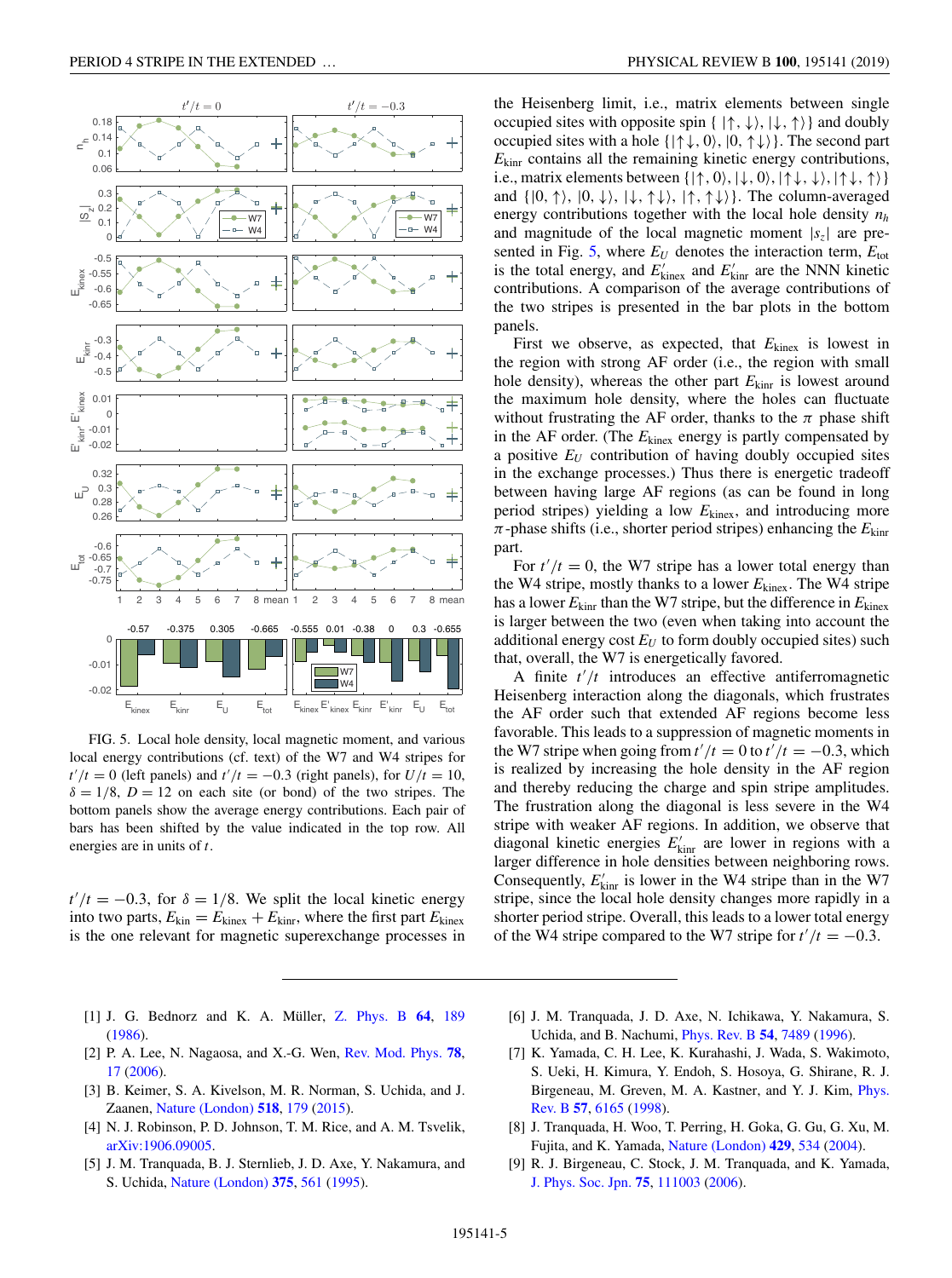FIG. 5. Local hole density, local magnetic moment, and various local energy contributions (cf. text) of the W7 and W4 stripes for $t'/t = 0$ (left panels) and $t'/t = -0.3$ (right panels), for $U/t = 10$, $\delta = 1/8$, $D = 12$ on each site (or bond) of the two stripes. The bottom panels show the average energy contributions. Each pair of bars has been shifted by the value indicated in the top row. All energies are in units of $t$.

$t'/t = -0.3$, for $\delta = 1/8$. We split the local kinetic energy into two parts, $E_{\text{kin}} = E_{\text{kinex}} + E_{\text{kinr}}$, where the first part $E_{\text{kinex}}$ is the one relevant for magnetic superexchange processes in the Heisenberg limit, i.e., matrix elements between single occupied sites with opposite spin $\{|\uparrow, \downarrow\rangle, |\downarrow, \uparrow\rangle\}$ and doubly occupied sites with a hole $\{|\uparrow\downarrow, 0\rangle, |0, \uparrow\downarrow\rangle\}$. The second part $E_{\text{kinr}}$ contains all the remaining kinetic energy contributions, i.e., matrix elements between $\{|\uparrow, 0\rangle, |\downarrow, 0\rangle, |\uparrow\downarrow, \downarrow\rangle, |\uparrow\downarrow, \uparrow\rangle\}$ and $\{|0, \uparrow\rangle, |0, \downarrow\rangle, |\downarrow, \uparrow\downarrow\rangle, |\uparrow, \uparrow\downarrow\rangle\}$. The column-averaged energy contributions together with the local hole density $n_h$ and magnitude of the local magnetic moment $|s_z|$ are presented in Fig. 5, where $E_U$ denotes the interaction term, $E_{\text{tot}}$ is the total energy, and $E'_{\text{kinex}}$ and $E'_{\text{kinr}}$ are the NNN kinetic contributions. A comparison of the average contributions of the two stripes is presented in the bar plots in the bottom panels.

First we observe, as expected, that $E_{\text{kinex}}$ is lowest in the region with strong AF order (i.e., the region with small hole density), whereas the other part $E_{\text{kinr}}$ is lowest around the maximum hole density, where the holes can fluctuate without frustrating the AF order, thanks to the $\pi$ phase shift in the AF order. (The $E_{\text{kinex}}$ energy is partly compensated by a positive $E_U$ contribution of having doubly occupied sites in the exchange processes.) Thus there is energetic tradeoff between having large AF regions (as can be found in long period stripes) yielding a low $E_{\text{kinex}}$, and introducing more $\pi$-phase shifts (i.e., shorter period stripes) enhancing the $E_{\text{kinr}}$ part.

For $t'/t = 0$, the W7 stripe has a lower total energy than the W4 stripe, mostly thanks to a lower $E_{\text{kinex}}$. The W4 stripe has a lower $E_{\text{kinr}}$ than the W7 stripe, but the difference in $E_{\text{kinex}}$ is larger between the two (even when taking into account the additional energy cost $E_U$ to form doubly occupied sites) such that, overall, the W7 is energetically favored.

A finite $t'/t$ introduces an effective antiferromagnetic Heisenberg interaction along the diagonals, which frustrates the AF order such that extended AF regions become less favorable. This leads to a suppression of magnetic moments in the W7 stripe when going from $t'/t = 0$ to $t'/t = -0.3$, which is realized by increasing the hole density in the AF region and thereby reducing the charge and spin stripe amplitudes. The frustration along the diagonal is less severe in the W4 stripe with weaker AF regions. In addition, we observe that diagonal kinetic energies $E'_{\text{kinr}}$ are lower in regions with a larger difference in hole densities between neighboring rows. Consequently, $E'_{\text{kinr}}$ is lower in the W4 stripe than in the W7 stripe, since the local hole density changes more rapidly in a shorter period stripe. Overall, this leads to a lower total energy of the W4 stripe compared to the W7 stripe for $t'/t = -0.3$.

[1] J. G. Bednorz and K. A. Müller, Z. Phys. B **64**, 189 (1986).

[2] P. A. Lee, N. Nagaosa, and X.-G. Wen, Rev. Mod. Phys. **78**, 17 (2006).

[3] B. Keimer, S. A. Kivelson, M. R. Norman, S. Uchida, and J. Zaanen, Nature (London) **518**, 179 (2015).

[4] N. J. Robinson, P. D. Johnson, T. M. Rice, and A. M. Tsvelik, arXiv:1906.09005.

[5] J. M. Tranquada, B. J. Sternlieb, J. D. Axe, Y. Nakamura, and S. Uchida, Nature (London) **375**, 561 (1995).

[6] J. M. Tranquada, J. D. Axe, N. Ichikawa, Y. Nakamura, S. Uchida, and B. Nachumi, Phys. Rev. B **54**, 7489 (1996).

[7] K. Yamada, C. H. Lee, K. Kurahashi, J. Wada, S. Wakimoto, S. Ueki, H. Kimura, Y. Endoh, S. Hosoya, G. Shirane, R. J. Birgeneau, M. Greven, M. A. Kastner, and Y. J. Kim, Phys. Rev. B **57**, 6165 (1998).

[8] J. Tranquada, H. Woo, T. Perring, H. Goka, G. Gu, G. Xu, M. Fujita, and K. Yamada, Nature (London) **429**, 534 (2004).

[9] R. J. Birgeneau, C. Stock, J. M. Tranquada, and K. Yamada, J. Phys. Soc. Jpn. **75**, 111003 (2006).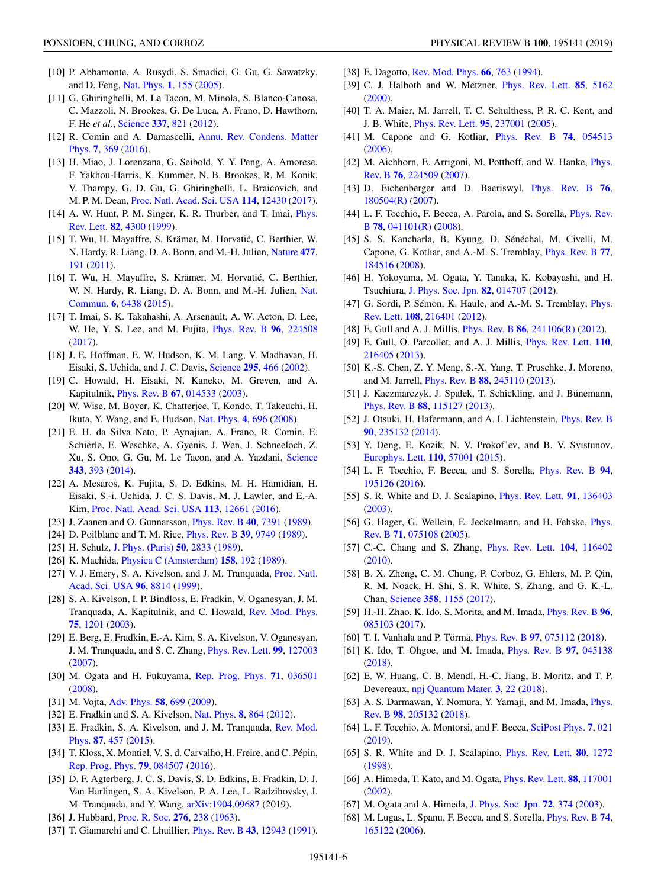[10] P. Abbamonte, A. Rusydi, S. Smadici, G. Gu, G. Sawatzky, and D. Feng, Nat. Phys. **1**, 155 (2005).

[11] G. Ghiringhelli, M. Le Tacon, M. Minola, S. Blanco-Canosa, C. Mazzoli, N. Brookes, G. De Luca, A. Frano, D. Hawthorn, F. He *et al.*, Science **337**, 821 (2012).

[12] R. Comin and A. Damascelli, Annu. Rev. Condens. Matter Phys. **7**, 369 (2016).

[13] H. Miao, J. Lorenzana, G. Seibold, Y. Y. Peng, A. Amorese, F. Yakhou-Harris, K. Kummer, N. B. Brookes, R. M. Konik, V. Thampy, G. D. Gu, G. Ghiringhelli, L. Braicovich, and M. P. M. Dean, Proc. Natl. Acad. Sci. USA **114**, 12430 (2017).

[14] A. W. Hunt, P. M. Singer, K. R. Thurber, and T. Imai, Phys. Rev. Lett. **82**, 4300 (1999).

[15] T. Wu, H. Mayaffre, S. Krämer, M. Horvatić, C. Berthier, W. N. Hardy, R. Liang, D. A. Bonn, and M.-H. Julien, Nature **477**, 191 (2011).

[16] T. Wu, H. Mayaffre, S. Krämer, M. Horvatić, C. Berthier, W. N. Hardy, R. Liang, D. A. Bonn, and M.-H. Julien, Nat. Commun. **6**, 6438 (2015).

[17] T. Imai, S. K. Takahashi, A. Arsenault, A. W. Acton, D. Lee, W. He, Y. S. Lee, and M. Fujita, Phys. Rev. B **96**, 224508 (2017).

[18] J. E. Hoffman, E. W. Hudson, K. M. Lang, V. Madhavan, H. Eisaki, S. Uchida, and J. C. Davis, Science **295**, 466 (2002).

[19] C. Howald, H. Eisaki, N. Kaneko, M. Greven, and A. Kapitulnik, Phys. Rev. B **67**, 014533 (2003).

[20] W. Wise, M. Boyer, K. Chatterjee, T. Kondo, T. Takeuchi, H. Ikuta, Y. Wang, and E. Hudson, Nat. Phys. **4**, 696 (2008).

[21] E. H. da Silva Neto, P. Aynajian, A. Frano, R. Comin, E. Schierle, E. Weschke, A. Gyenis, J. Wen, J. Schneeloch, Z. Xu, S. Ono, G. Gu, M. Le Tacon, and A. Yazdani, Science **343**, 393 (2014).

[22] A. Mesaros, K. Fujita, S. D. Edkins, M. H. Hamidian, H. Eisaki, S.-i. Uchida, J. C. S. Davis, M. J. Lawler, and E.-A. Kim, Proc. Natl. Acad. Sci. USA **113**, 12661 (2016).

[23] J. Zaanen and O. Gunnarsson, Phys. Rev. B **40**, 7391 (1989).

[24] D. Poilblanc and T. M. Rice, Phys. Rev. B **39**, 9749 (1989).

[25] H. Schulz, J. Phys. (Paris) **50**, 2833 (1989).

[26] K. Machida, Physica C (Amsterdam) **158**, 192 (1989).

[27] V. J. Emery, S. A. Kivelson, and J. M. Tranquada, Proc. Natl. Acad. Sci. USA **96**, 8814 (1999).

[28] S. A. Kivelson, I. P. Bindloss, E. Fradkin, V. Oganesyan, J. M. Tranquada, A. Kapitulnik, and C. Howald, Rev. Mod. Phys. **75**, 1201 (2003).

[29] E. Berg, E. Fradkin, E.-A. Kim, S. A. Kivelson, V. Oganesyan, J. M. Tranquada, and S. C. Zhang, Phys. Rev. Lett. **99**, 127003 (2007).

[30] M. Ogata and H. Fukuyama, Rep. Prog. Phys. **71**, 036501 (2008).

[31] M. Vojta, Adv. Phys. **58**, 699 (2009).

[32] E. Fradkin and S. A. Kivelson, Nat. Phys. **8**, 864 (2012).

[33] E. Fradkin, S. A. Kivelson, and J. M. Tranquada, Rev. Mod. Phys. **87**, 457 (2015).

[34] T. Kloss, X. Montiel, V. S. d. Carvalho, H. Freire, and C. Pépin, Rep. Prog. Phys. **79**, 084507 (2016).

[35] D. F. Agterberg, J. C. S. Davis, S. D. Edkins, E. Fradkin, D. J. Van Harlingen, S. A. Kivelson, P. A. Lee, L. Radzihovsky, J. M. Tranquada, and Y. Wang, arXiv:1904.09687 (2019).

[36] J. Hubbard, Proc. R. Soc. **276**, 238 (1963).

[37] T. Giamarchi and C. Lhuillier, Phys. Rev. B **43**, 12943 (1991).

[38] E. Dagotto, Rev. Mod. Phys. **66**, 763 (1994).

[39] C. J. Halboth and W. Metzner, Phys. Rev. Lett. **85**, 5162 (2000).

[40] T. A. Maier, M. Jarrell, T. C. Schulthess, P. R. C. Kent, and J. B. White, Phys. Rev. Lett. **95**, 237001 (2005).

[41] M. Capone and G. Kotliar, Phys. Rev. B **74**, 054513 (2006).

[42] M. Aichhorn, E. Arrigoni, M. Potthoff, and W. Hanke, Phys. Rev. B **76**, 224509 (2007).

[43] D. Eichenberger and D. Baeriswyl, Phys. Rev. B **76**, 180504(R) (2007).

[44] L. F. Tocchio, F. Becca, A. Parola, and S. Sorella, Phys. Rev. B **78**, 041101(R) (2008).

[45] S. S. Kancharla, B. Kyung, D. Sénéchal, M. Civelli, M. Capone, G. Kotliar, and A.-M. S. Tremblay, Phys. Rev. B **77**, 184516 (2008).

[46] H. Yokoyama, M. Ogata, Y. Tanaka, K. Kobayashi, and H. Tsuchiura, J. Phys. Soc. Jpn. **82**, 014707 (2012).

[47] G. Sordi, P. Sémon, K. Haule, and A.-M. S. Tremblay, Phys. Rev. Lett. **108**, 216401 (2012).

[48] E. Gull and A. J. Millis, Phys. Rev. B **86**, 241106(R) (2012).

[49] E. Gull, O. Parcollet, and A. J. Millis, Phys. Rev. Lett. **110**, 216405 (2013).

[50] K.-S. Chen, Z. Y. Meng, S.-X. Yang, T. Pruschke, J. Moreno, and M. Jarrell, Phys. Rev. B **88**, 245110 (2013).

[51] J. Kaczmarczyk, J. Spałek, T. Schickling, and J. Bünemann, Phys. Rev. B **88**, 115127 (2013).

[52] J. Otsuki, H. Hafermann, and A. I. Lichtenstein, Phys. Rev. B **90**, 235132 (2014).

[53] Y. Deng, E. Kozik, N. V. Prokof'ev, and B. V. Svistunov, Europhys. Lett. **110**, 57001 (2015).

[54] L. F. Tocchio, F. Becca, and S. Sorella, Phys. Rev. B **94**, 195126 (2016).

[55] S. R. White and D. J. Scalapino, Phys. Rev. Lett. **91**, 136403 (2003).

[56] G. Hager, G. Wellein, E. Jeckelmann, and H. Fehske, Phys. Rev. B **71**, 075108 (2005).

[57] C.-C. Chang and S. Zhang, Phys. Rev. Lett. **104**, 116402 (2010).

[58] B. X. Zheng, C. M. Chung, P. Corboz, G. Ehlers, M. P. Qin, R. M. Noack, H. Shi, S. R. White, S. Zhang, and G. K.-L. Chan, Science **358**, 1155 (2017).

[59] H.-H. Zhao, K. Ido, S. Morita, and M. Imada, Phys. Rev. B **96**, 085103 (2017).

[60] T. I. Vanhala and P. Törmä, Phys. Rev. B **97**, 075112 (2018).

[61] K. Ido, T. Ohgoe, and M. Imada, Phys. Rev. B **97**, 045138 (2018).

[62] E. W. Huang, C. B. Mendl, H.-C. Jiang, B. Moritz, and T. P. Devereaux, npj Quantum Mater. **3**, 22 (2018).

[63] A. S. Darmawan, Y. Nomura, Y. Yamaji, and M. Imada, Phys. Rev. B **98**, 205132 (2018).

[64] L. F. Tocchio, A. Montorsi, and F. Becca, SciPost Phys. **7**, 021 (2019).

[65] S. R. White and D. J. Scalapino, Phys. Rev. Lett. **80**, 1272 (1998).

[66] A. Himeda, T. Kato, and M. Ogata, Phys. Rev. Lett. **88**, 117001 (2002).

[67] M. Ogata and A. Himeda, J. Phys. Soc. Jpn. **72**, 374 (2003).

[68] M. Lugas, L. Spanu, F. Becca, and S. Sorella, Phys. Rev. B **74**, 165122 (2006).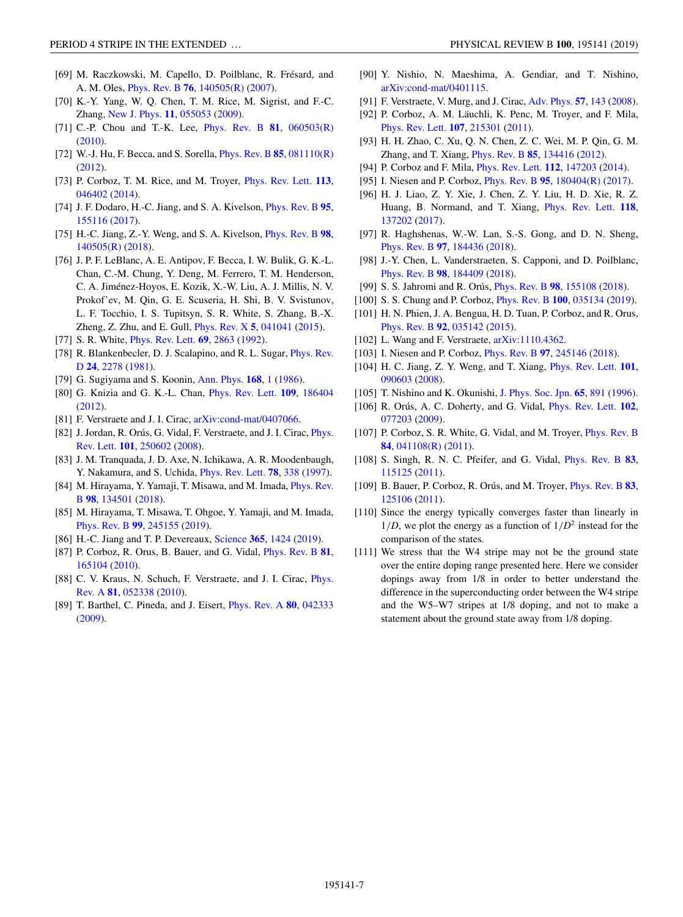[69] M. Raczkowski, M. Capello, D. Poilblanc, R. Frésard, and A. M. Oles, Phys. Rev. B **76**, 140505(R) (2007).

[70] K.-Y. Yang, W. Q. Chen, T. M. Rice, M. Sigrist, and F.-C. Zhang, New J. Phys. **11**, 055053 (2009).

[71] C.-P. Chou and T.-K. Lee, Phys. Rev. B **81**, 060503(R) (2010).

[72] W.-J. Hu, F. Becca, and S. Sorella, Phys. Rev. B **85**, 081110(R) (2012).

[73] P. Corboz, T. M. Rice, and M. Troyer, Phys. Rev. Lett. **113**, 046402 (2014).

[74] J. F. Dodaro, H.-C. Jiang, and S. A. Kivelson, Phys. Rev. B **95**, 155116 (2017).

[75] H.-C. Jiang, Z.-Y. Weng, and S. A. Kivelson, Phys. Rev. B **98**, 140505(R) (2018).

[76] J. P. F. LeBlanc, A. E. Antipov, F. Becca, I. W. Bulik, G. K.-L. Chan, C.-M. Chung, Y. Deng, M. Ferrero, T. M. Henderson, C. A. Jiménez-Hoyos, E. Kozik, X.-W. Liu, A. J. Millis, N. V. Prokof'ev, M. Qin, G. E. Scuseria, H. Shi, B. V. Svistunov, L. F. Tocchio, I. S. Tupitsyn, S. R. White, S. Zhang, B.-X. Zheng, Z. Zhu, and E. Gull, Phys. Rev. X **5**, 041041 (2015).

[77] S. R. White, Phys. Rev. Lett. **69**, 2863 (1992).

[78] R. Blankenbecler, D. J. Scalapino, and R. L. Sugar, Phys. Rev. D **24**, 2278 (1981).

[79] G. Sugiyama and S. Koonin, Ann. Phys. **168**, 1 (1986).

[80] G. Knizia and G. K.-L. Chan, Phys. Rev. Lett. **109**, 186404 (2012).

[81] F. Verstraete and J. I. Cirac, arXiv:cond-mat/0407066.

[82] J. Jordan, R. Orús, G. Vidal, F. Verstraete, and J. I. Cirac, Phys. Rev. Lett. **101**, 250602 (2008).

[83] J. M. Tranquada, J. D. Axe, N. Ichikawa, A. R. Moodenbaugh, Y. Nakamura, and S. Uchida, Phys. Rev. Lett. **78**, 338 (1997).

[84] M. Hirayama, Y. Yamaji, T. Misawa, and M. Imada, Phys. Rev. B **98**, 134501 (2018).

[85] M. Hirayama, T. Misawa, T. Ohgoe, Y. Yamaji, and M. Imada, Phys. Rev. B **99**, 245155 (2019).

[86] H.-C. Jiang and T. P. Devereaux, Science **365**, 1424 (2019).

[87] P. Corboz, R. Orus, B. Bauer, and G. Vidal, Phys. Rev. B **81**, 165104 (2010).

[88] C. V. Kraus, N. Schuch, F. Verstraete, and J. I. Cirac, Phys. Rev. A **81**, 052338 (2010).

[89] T. Barthel, C. Pineda, and J. Eisert, Phys. Rev. A **80**, 042333 (2009).

[90] Y. Nishio, N. Maeshima, A. Gendiar, and T. Nishino, arXiv:cond-mat/0401115.

[91] F. Verstraete, V. Murg, and J. Cirac, Adv. Phys. **57**, 143 (2008).

[92] P. Corboz, A. M. Läuchli, K. Penc, M. Troyer, and F. Mila, Phys. Rev. Lett. **107**, 215301 (2011).

[93] H. H. Zhao, C. Xu, Q. N. Chen, Z. C. Wei, M. P. Qin, G. M. Zhang, and T. Xiang, Phys. Rev. B **85**, 134416 (2012).

[94] P. Corboz and F. Mila, Phys. Rev. Lett. **112**, 147203 (2014).

[95] I. Niesen and P. Corboz, Phys. Rev. B **95**, 180404(R) (2017).

[96] H. J. Liao, Z. Y. Xie, J. Chen, Z. Y. Liu, H. D. Xie, R. Z. Huang, B. Normand, and T. Xiang, Phys. Rev. Lett. **118**, 137202 (2017).

[97] R. Haghshenas, W.-W. Lan, S.-S. Gong, and D. N. Sheng, Phys. Rev. B **97**, 184436 (2018).

[98] J.-Y. Chen, L. Vanderstraeten, S. Capponi, and D. Poilblanc, Phys. Rev. B **98**, 184409 (2018).

[99] S. S. Jahromi and R. Orús, Phys. Rev. B **98**, 155108 (2018).

[100] S. S. Chung and P. Corboz, Phys. Rev. B **100**, 035134 (2019).

[101] H. N. Phien, J. A. Bengua, H. D. Tuan, P. Corboz, and R. Orus, Phys. Rev. B **92**, 035142 (2015).

[102] L. Wang and F. Verstraete, arXiv:1110.4362.

[103] I. Niesen and P. Corboz, Phys. Rev. B **97**, 245146 (2018).

[104] H. C. Jiang, Z. Y. Weng, and T. Xiang, Phys. Rev. Lett. **101**, 090603 (2008).

[105] T. Nishino and K. Okunishi, J. Phys. Soc. Jpn. **65**, 891 (1996).

[106] R. Orús, A. C. Doherty, and G. Vidal, Phys. Rev. Lett. **102**, 077203 (2009).

[107] P. Corboz, S. R. White, G. Vidal, and M. Troyer, Phys. Rev. B **84**, 041108(R) (2011).

[108] S. Singh, R. N. C. Pfeifer, and G. Vidal, Phys. Rev. B **83**, 115125 (2011).

[109] B. Bauer, P. Corboz, R. Orús, and M. Troyer, Phys. Rev. B **83**, 125106 (2011).

[110] Since the energy typically converges faster than linearly in $1/D$, we plot the energy as a function of $1/D^2$ instead for the comparison of the states.

[111] We stress that the W4 stripe may not be the ground state over the entire doping range presented here. Here we consider dopings away from 1/8 in order to better understand the difference in the superconducting order between the W4 stripe and the W5–W7 stripes at 1/8 doping, and not to make a statement about the ground state away from 1/8 doping.